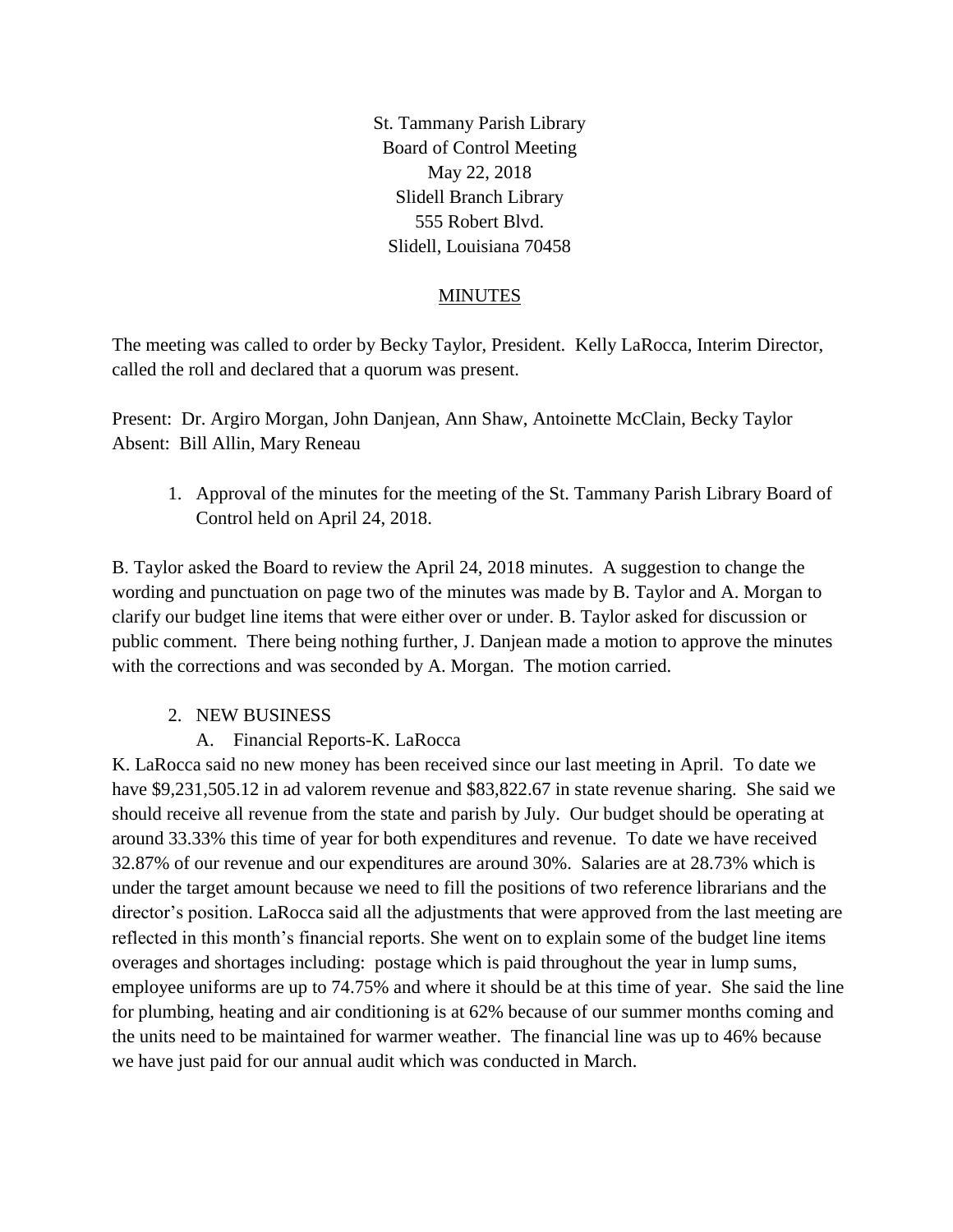St. Tammany Parish Library
Board of Control Meeting
May 22, 2018
Slidell Branch Library
555 Robert Blvd.
Slidell, Louisiana 70458

## MINUTES

The meeting was called to order by Becky Taylor, President. Kelly LaRocca, Interim Director, called the roll and declared that a quorum was present.

Present: Dr. Argiro Morgan, John Danjean, Ann Shaw, Antoinette McClain, Becky Taylor
Absent: Bill Allin, Mary Reneau

1. Approval of the minutes for the meeting of the St. Tammany Parish Library Board of Control held on April 24, 2018.

B. Taylor asked the Board to review the April 24, 2018 minutes. A suggestion to change the wording and punctuation on page two of the minutes was made by B. Taylor and A. Morgan to clarify our budget line items that were either over or under. B. Taylor asked for discussion or public comment. There being nothing further, J. Danjean made a motion to approve the minutes with the corrections and was seconded by A. Morgan. The motion carried.

2. NEW BUSINESS
   A. Financial Reports-K. LaRocca

K. LaRocca said no new money has been received since our last meeting in April. To date we have $9,231,505.12 in ad valorem revenue and $83,822.67 in state revenue sharing. She said we should receive all revenue from the state and parish by July. Our budget should be operating at around 33.33% this time of year for both expenditures and revenue. To date we have received 32.87% of our revenue and our expenditures are around 30%. Salaries are at 28.73% which is under the target amount because we need to fill the positions of two reference librarians and the director's position. LaRocca said all the adjustments that were approved from the last meeting are reflected in this month's financial reports. She went on to explain some of the budget line items overages and shortages including: postage which is paid throughout the year in lump sums, employee uniforms are up to 74.75% and where it should be at this time of year. She said the line for plumbing, heating and air conditioning is at 62% because of our summer months coming and the units need to be maintained for warmer weather. The financial line was up to 46% because we have just paid for our annual audit which was conducted in March.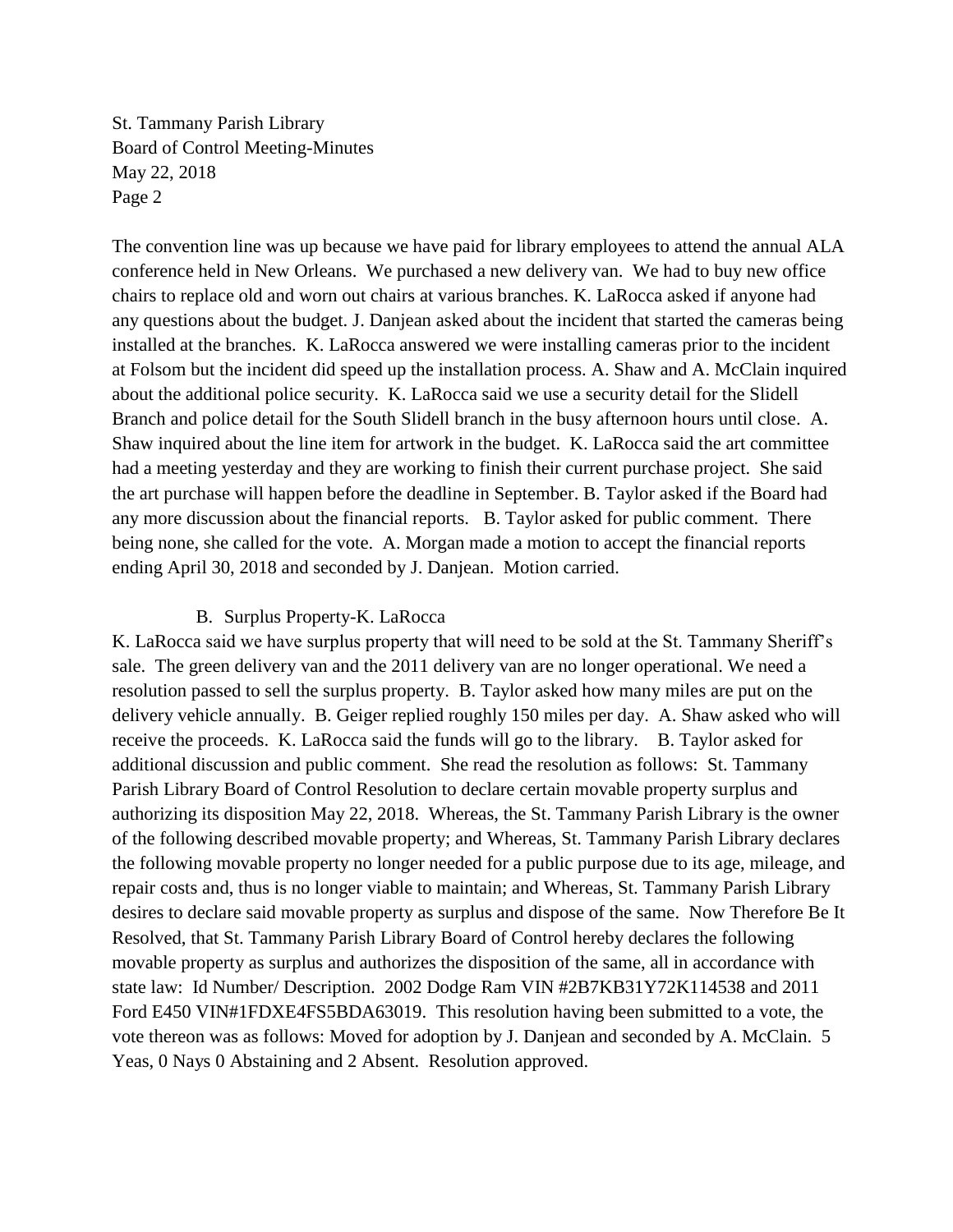The convention line was up because we have paid for library employees to attend the annual ALA conference held in New Orleans. We purchased a new delivery van. We had to buy new office chairs to replace old and worn out chairs at various branches. K. LaRocca asked if anyone had any questions about the budget. J. Danjean asked about the incident that started the cameras being installed at the branches. K. LaRocca answered we were installing cameras prior to the incident at Folsom but the incident did speed up the installation process. A. Shaw and A. McClain inquired about the additional police security. K. LaRocca said we use a security detail for the Slidell Branch and police detail for the South Slidell branch in the busy afternoon hours until close. A. Shaw inquired about the line item for artwork in the budget. K. LaRocca said the art committee had a meeting yesterday and they are working to finish their current purchase project. She said the art purchase will happen before the deadline in September. B. Taylor asked if the Board had any more discussion about the financial reports. B. Taylor asked for public comment. There being none, she called for the vote. A. Morgan made a motion to accept the financial reports ending April 30, 2018 and seconded by J. Danjean. Motion carried.

B. Surplus Property-K. LaRocca

K. LaRocca said we have surplus property that will need to be sold at the St. Tammany Sheriff's sale. The green delivery van and the 2011 delivery van are no longer operational. We need a resolution passed to sell the surplus property. B. Taylor asked how many miles are put on the delivery vehicle annually. B. Geiger replied roughly 150 miles per day. A. Shaw asked who will receive the proceeds. K. LaRocca said the funds will go to the library. B. Taylor asked for additional discussion and public comment. She read the resolution as follows: St. Tammany Parish Library Board of Control Resolution to declare certain movable property surplus and authorizing its disposition May 22, 2018. Whereas, the St. Tammany Parish Library is the owner of the following described movable property; and Whereas, St. Tammany Parish Library declares the following movable property no longer needed for a public purpose due to its age, mileage, and repair costs and, thus is no longer viable to maintain; and Whereas, St. Tammany Parish Library desires to declare said movable property as surplus and dispose of the same. Now Therefore Be It Resolved, that St. Tammany Parish Library Board of Control hereby declares the following movable property as surplus and authorizes the disposition of the same, all in accordance with state law: Id Number/ Description. 2002 Dodge Ram VIN #2B7KB31Y72K114538 and 2011 Ford E450 VIN#1FDXE4FS5BDA63019. This resolution having been submitted to a vote, the vote thereon was as follows: Moved for adoption by J. Danjean and seconded by A. McClain. 5 Yeas, 0 Nays 0 Abstaining and 2 Absent. Resolution approved.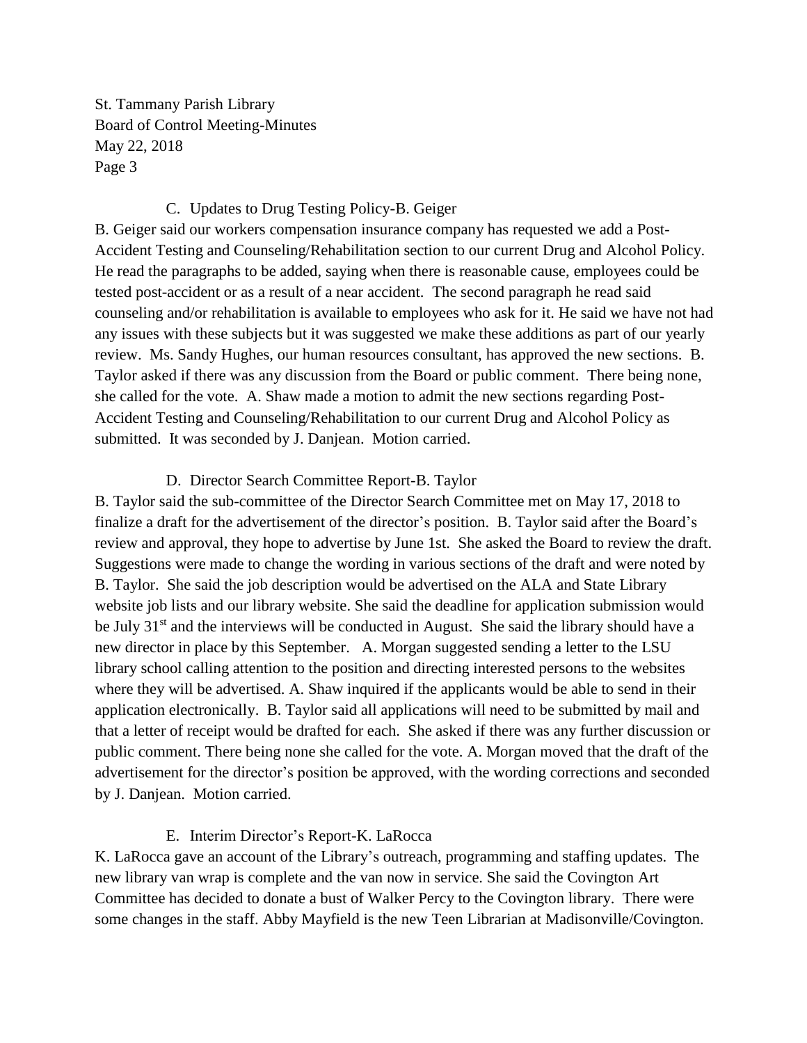C. Updates to Drug Testing Policy-B. Geiger

B. Geiger said our workers compensation insurance company has requested we add a Post-Accident Testing and Counseling/Rehabilitation section to our current Drug and Alcohol Policy. He read the paragraphs to be added, saying when there is reasonable cause, employees could be tested post-accident or as a result of a near accident. The second paragraph he read said counseling and/or rehabilitation is available to employees who ask for it. He said we have not had any issues with these subjects but it was suggested we make these additions as part of our yearly review. Ms. Sandy Hughes, our human resources consultant, has approved the new sections. B. Taylor asked if there was any discussion from the Board or public comment. There being none, she called for the vote. A. Shaw made a motion to admit the new sections regarding Post-Accident Testing and Counseling/Rehabilitation to our current Drug and Alcohol Policy as submitted. It was seconded by J. Danjean. Motion carried.

D. Director Search Committee Report-B. Taylor

B. Taylor said the sub-committee of the Director Search Committee met on May 17, 2018 to finalize a draft for the advertisement of the director's position. B. Taylor said after the Board's review and approval, they hope to advertise by June 1st. She asked the Board to review the draft. Suggestions were made to change the wording in various sections of the draft and were noted by B. Taylor. She said the job description would be advertised on the ALA and State Library website job lists and our library website. She said the deadline for application submission would be July 31st and the interviews will be conducted in August. She said the library should have a new director in place by this September. A. Morgan suggested sending a letter to the LSU library school calling attention to the position and directing interested persons to the websites where they will be advertised. A. Shaw inquired if the applicants would be able to send in their application electronically. B. Taylor said all applications will need to be submitted by mail and that a letter of receipt would be drafted for each. She asked if there was any further discussion or public comment. There being none she called for the vote. A. Morgan moved that the draft of the advertisement for the director's position be approved, with the wording corrections and seconded by J. Danjean. Motion carried.

E. Interim Director's Report-K. LaRocca

K. LaRocca gave an account of the Library's outreach, programming and staffing updates. The new library van wrap is complete and the van now in service. She said the Covington Art Committee has decided to donate a bust of Walker Percy to the Covington library. There were some changes in the staff. Abby Mayfield is the new Teen Librarian at Madisonville/Covington.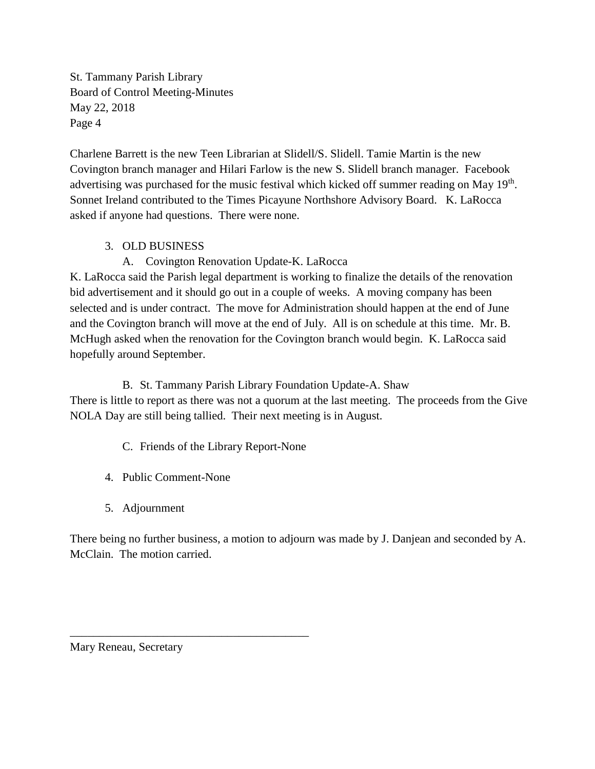Charlene Barrett is the new Teen Librarian at Slidell/S. Slidell. Tamie Martin is the new Covington branch manager and Hilari Farlow is the new S. Slidell branch manager. Facebook advertising was purchased for the music festival which kicked off summer reading on May 19th. Sonnet Ireland contributed to the Times Picayune Northshore Advisory Board. K. LaRocca asked if anyone had questions. There were none.

3. OLD BUSINESS
   A. Covington Renovation Update-K. LaRocca

K. LaRocca said the Parish legal department is working to finalize the details of the renovation bid advertisement and it should go out in a couple of weeks. A moving company has been selected and is under contract. The move for Administration should happen at the end of June and the Covington branch will move at the end of July. All is on schedule at this time. Mr. B. McHugh asked when the renovation for the Covington branch would begin. K. LaRocca said hopefully around September.

   B. St. Tammany Parish Library Foundation Update-A. Shaw

There is little to report as there was not a quorum at the last meeting. The proceeds from the Give NOLA Day are still being tallied. Their next meeting is in August.

   C. Friends of the Library Report-None

4. Public Comment-None

5. Adjournment

There being no further business, a motion to adjourn was made by J. Danjean and seconded by A. McClain. The motion carried.

\_\_\_\_\_\_\_\_\_\_\_\_\_\_\_\_\_\_\_\_\_\_\_\_\_\_\_\_\_\_\_\_\_\_\_\_\_\_\_\_\_\_

Mary Reneau, Secretary